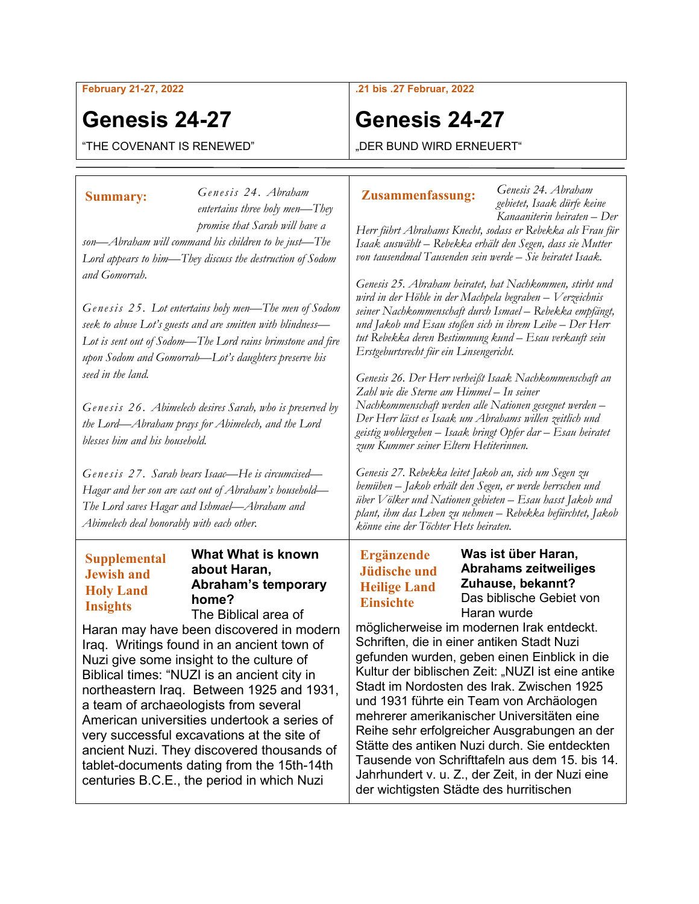February 21-27, 2022

# Genesis 24-27

"THE COVENANT IS RENEWED"

**Summary:**

*Genesis 24. Abraham entertains three holy men—They promise that Sarah will have a son—Abraham will command his children to be just—The Lord appears to him—They discuss the destruction of Sodom and Gomorrah.*

*Genesis 25. Lot entertains holy men—The men of Sodom seek to abuse Lot's guests and are smitten with blindness—Lot is sent out of Sodom—The Lord rains brimstone and fire upon Sodom and Gomorrah—Lot's daughters preserve his seed in the land.*

*Genesis 26. Abimelech desires Sarah, who is preserved by the Lord—Abraham prays for Abimelech, and the Lord blesses him and his household.*

*Genesis 27. Sarah bears Isaac—He is circumcised—Hagar and her son are cast out of Abraham's household—The Lord saves Hagar and Ishmael—Abraham and Abimelech deal honorably with each other.*

**Supplemental Jewish and Holy Land Insights**

**What What is known about Haran, Abraham's temporary home?**

The Biblical area of Haran may have been discovered in modern Iraq. Writings found in an ancient town of Nuzi give some insight to the culture of Biblical times: "NUZI is an ancient city in northeastern Iraq. Between 1925 and 1931, a team of archaeologists from several American universities undertook a series of very successful excavations at the site of ancient Nuzi. They discovered thousands of tablet-documents dating from the 15th-14th centuries B.C.E., the period in which Nuzi

---

.21 bis .27 Februar, 2022

# Genesis 24-27

„DER BUND WIRD ERNEUERT"

**Zusammenfassung:**

*Genesis 24. Abraham gebietet, Isaak dürfe keine Kanaaniterin heiraten – Der Herr führt Abrahams Knecht, sodass er Rebekka als Frau für Isaak auswählt – Rebekka erhält den Segen, dass sie Mutter von tausendmal Tausenden sein werde – Sie heiratet Isaak.*

*Genesis 25. Abraham heiratet, hat Nachkommen, stirbt und wird in der Höhle in der Machpela begraben – Verzeichnis seiner Nachkommenschaft durch Ismael – Rebekka empfängt, und Jakob und Esau stoßen sich in ihrem Leibe – Der Herr tut Rebekka deren Bestimmung kund – Esau verkauft sein Erstgeburtsrecht für ein Linsengericht.*

*Genesis 26. Der Herr verheißt Isaak Nachkommenschaft an Zahl wie die Sterne am Himmel – In seiner Nachkommenschaft werden alle Nationen gesegnet werden – Der Herr lässt es Isaak um Abrahams willen zeitlich und geistig wohlergehen – Isaak bringt Opfer dar – Esau heiratet zum Kummer seiner Eltern Hetiterinnen.*

*Genesis 27. Rebekka leitet Jakob an, sich um Segen zu bemühen – Jakob erhält den Segen, er werde herrschen und über Völker und Nationen gebieten – Esau hasst Jakob und plant, ihm das Leben zu nehmen – Rebekka befürchtet, Jakob könne eine der Töchter Hets heiraten.*

**Ergänzende Jüdische und Heilige Land Einsichte**

**Was ist über Haran, Abrahams zeitweiliges Zuhause, bekannt?**

Das biblische Gebiet von Haran wurde möglicherweise im modernen Irak entdeckt. Schriften, die in einer antiken Stadt Nuzi gefunden wurden, geben einen Einblick in die Kultur der biblischen Zeit: „NUZI ist eine antike Stadt im Nordosten des Irak. Zwischen 1925 und 1931 führte ein Team von Archäologen mehrerer amerikanischer Universitäten eine Reihe sehr erfolgreicher Ausgrabungen an der Stätte des antiken Nuzi durch. Sie entdeckten Tausende von Schrifttafeln aus dem 15. bis 14. Jahrhundert v. u. Z., der Zeit, in der Nuzi eine der wichtigsten Städte des hurritischen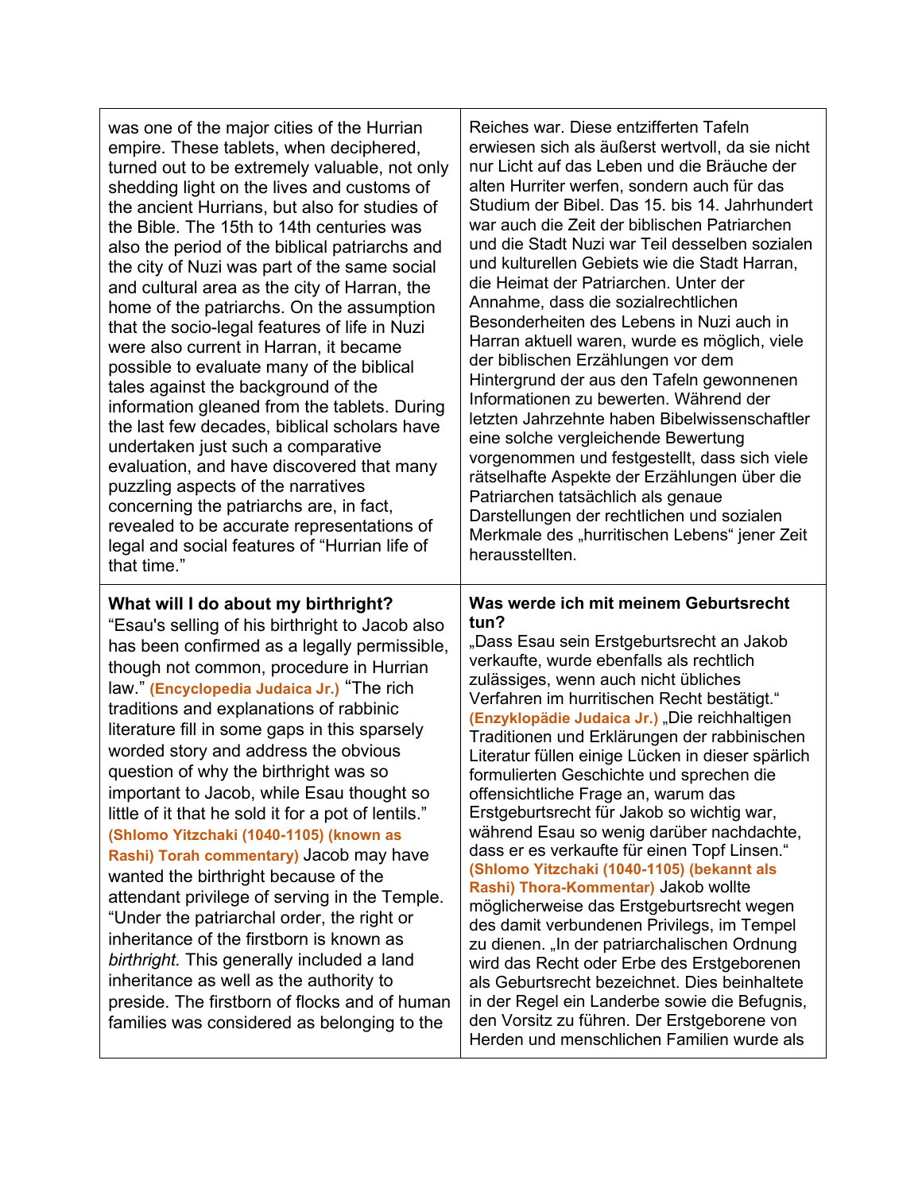| | |
|---|---|
| was one of the major cities of the Hurrian empire. These tablets, when deciphered, turned out to be extremely valuable, not only shedding light on the lives and customs of the ancient Hurrians, but also for studies of the Bible. The 15th to 14th centuries was also the period of the biblical patriarchs and the city of Nuzi was part of the same social and cultural area as the city of Harran, the home of the patriarchs. On the assumption that the socio-legal features of life in Nuzi were also current in Harran, it became possible to evaluate many of the biblical tales against the background of the information gleaned from the tablets. During the last few decades, biblical scholars have undertaken just such a comparative evaluation, and have discovered that many puzzling aspects of the narratives concerning the patriarchs are, in fact, revealed to be accurate representations of legal and social features of "Hurrian life of that time." | Reiches war. Diese entzifferten Tafeln erwiesen sich als äußerst wertvoll, da sie nicht nur Licht auf das Leben und die Bräuche der alten Hurriter werfen, sondern auch für das Studium der Bibel. Das 15. bis 14. Jahrhundert war auch die Zeit der biblischen Patriarchen und die Stadt Nuzi war Teil desselben sozialen und kulturellen Gebiets wie die Stadt Harran, die Heimat der Patriarchen. Unter der Annahme, dass die sozialrechtlichen Besonderheiten des Lebens in Nuzi auch in Harran aktuell waren, wurde es möglich, viele der biblischen Erzählungen vor dem Hintergrund der aus den Tafeln gewonnenen Informationen zu bewerten. Während der letzten Jahrzehnte haben Bibelwissenschaftler eine solche vergleichende Bewertung vorgenommen und festgestellt, dass sich viele rätselhafte Aspekte der Erzählungen über die Patriarchen tatsächlich als genaue Darstellungen der rechtlichen und sozialen Merkmale des „hurritischen Lebens" jener Zeit herausstellten. |
| **What will I do about my birthright?** "Esau's selling of his birthright to Jacob also has been confirmed as a legally permissible, though not common, procedure in Hurrian law." **(Encyclopedia Judaica Jr.)** "The rich traditions and explanations of rabbinic literature fill in some gaps in this sparsely worded story and address the obvious question of why the birthright was so important to Jacob, while Esau thought so little of it that he sold it for a pot of lentils." **(Shlomo Yitzchaki (1040-1105) (known as Rashi) Torah commentary)** Jacob may have wanted the birthright because of the attendant privilege of serving in the Temple. "Under the patriarchal order, the right or inheritance of the firstborn is known as *birthright.* This generally included a land inheritance as well as the authority to preside. The firstborn of flocks and of human families was considered as belonging to the | **Was werde ich mit meinem Geburtsrecht tun?** „Dass Esau sein Erstgeburtsrecht an Jakob verkaufte, wurde ebenfalls als rechtlich zulässiges, wenn auch nicht übliches Verfahren im hurritischen Recht bestätigt." **(Enzyklopädie Judaica Jr.)** „Die reichhaltigen Traditionen und Erklärungen der rabbinischen Literatur füllen einige Lücken in dieser spärlich formulierten Geschichte und sprechen die offensichtliche Frage an, warum das Erstgeburtsrecht für Jakob so wichtig war, während Esau so wenig darüber nachdachte, dass er es verkaufte für einen Topf Linsen." **(Shlomo Yitzchaki (1040-1105) (bekannt als Rashi) Thora-Kommentar)** Jakob wollte möglicherweise das Erstgeburtsrecht wegen des damit verbundenen Privilegs, im Tempel zu dienen. „In der patriarchalischen Ordnung wird das Recht oder Erbe des Erstgeborenen als Geburtsrecht bezeichnet. Dies beinhaltete in der Regel ein Landerbe sowie die Befugnis, den Vorsitz zu führen. Der Erstgeborene von Herden und menschlichen Familien wurde als |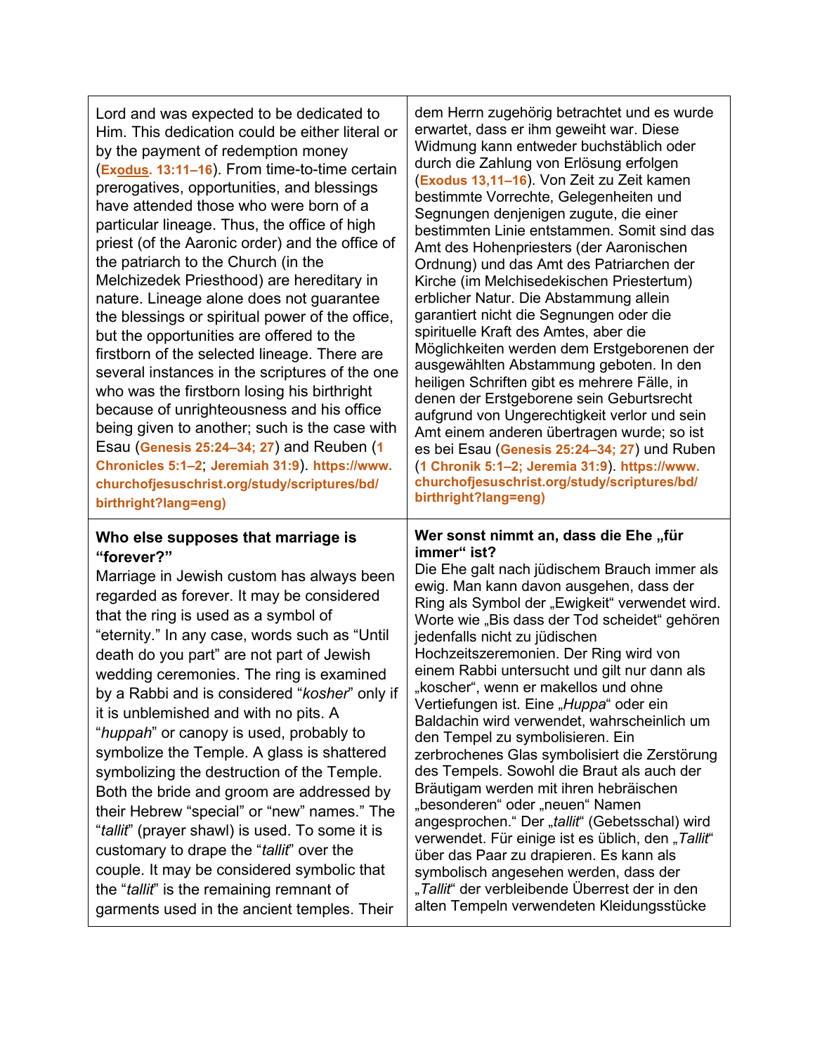| | |
|---|---|
| Lord and was expected to be dedicated to Him. This dedication could be either literal or by the payment of redemption money (**Exodus. 13:11–16**). From time-to-time certain prerogatives, opportunities, and blessings have attended those who were born of a particular lineage. Thus, the office of high priest (of the Aaronic order) and the office of the patriarch to the Church (in the Melchizedek Priesthood) are hereditary in nature. Lineage alone does not guarantee the blessings or spiritual power of the office, but the opportunities are offered to the firstborn of the selected lineage. There are several instances in the scriptures of the one who was the firstborn losing his birthright because of unrighteousness and his office being given to another; such is the case with Esau (**Genesis 25:24–34; 27**) and Reuben (**1 Chronicles 5:1–2**; **Jeremiah 31:9**). **https://www.churchofjesuschrist.org/study/scriptures/bd/birthright?lang=eng)** | dem Herrn zugehörig betrachtet und es wurde erwartet, dass er ihm geweiht war. Diese Widmung kann entweder buchstäblich oder durch die Zahlung von Erlösung erfolgen (**Exodus 13,11–16**). Von Zeit zu Zeit kamen bestimmte Vorrechte, Gelegenheiten und Segnungen denjenigen zugute, die einer bestimmten Linie entstammen. Somit sind das Amt des Hohenpriesters (der Aaronischen Ordnung) und das Amt des Patriarchen der Kirche (im Melchisedekischen Priestertum) erblicher Natur. Die Abstammung allein garantiert nicht die Segnungen oder die spirituelle Kraft des Amtes, aber die Möglichkeiten werden dem Erstgeborenen der ausgewählten Abstammung geboten. In den heiligen Schriften gibt es mehrere Fälle, in denen der Erstgeborene sein Geburtsrecht aufgrund von Ungerechtigkeit verlor und sein Amt einem anderen übertragen wurde; so ist es bei Esau (**Genesis 25:24–34; 27**) und Ruben (**1 Chronik 5:1–2; Jeremia 31:9**). **https://www.churchofjesuschrist.org/study/scriptures/bd/birthright?lang=eng)** |
| **Who else supposes that marriage is "forever?"** Marriage in Jewish custom has always been regarded as forever. It may be considered that the ring is used as a symbol of "eternity." In any case, words such as "Until death do you part" are not part of Jewish wedding ceremonies. The ring is examined by a Rabbi and is considered "*kosher*" only if it is unblemished and with no pits. A "*huppah*" or canopy is used, probably to symbolize the Temple. A glass is shattered symbolizing the destruction of the Temple. Both the bride and groom are addressed by their Hebrew "special" or "new" names." The "*tallit*" (prayer shawl) is used. To some it is customary to drape the "*tallit*" over the couple. It may be considered symbolic that the "*tallit*" is the remaining remnant of garments used in the ancient temples. Their | **Wer sonst nimmt an, dass die Ehe „für immer" ist?** Die Ehe galt nach jüdischem Brauch immer als ewig. Man kann davon ausgehen, dass der Ring als Symbol der „Ewigkeit" verwendet wird. Worte wie „Bis dass der Tod scheidet" gehören jedenfalls nicht zu jüdischen Hochzeitszeremonien. Der Ring wird von einem Rabbi untersucht und gilt nur dann als „koscher", wenn er makellos und ohne Vertiefungen ist. Eine „*Huppa*" oder ein Baldachin wird verwendet, wahrscheinlich um den Tempel zu symbolisieren. Ein zerbrochenes Glas symbolisiert die Zerstörung des Tempels. Sowohl die Braut als auch der Bräutigam werden mit ihren hebräischen „besonderen" oder „neuen" Namen angesprochen." Der „*tallit*" (Gebetsschal) wird verwendet. Für einige ist es üblich, den „*Tallit*" über das Paar zu drapieren. Es kann als symbolisch angesehen werden, dass der „*Tallit*" der verbleibende Überrest der in den alten Tempeln verwendeten Kleidungsstücke |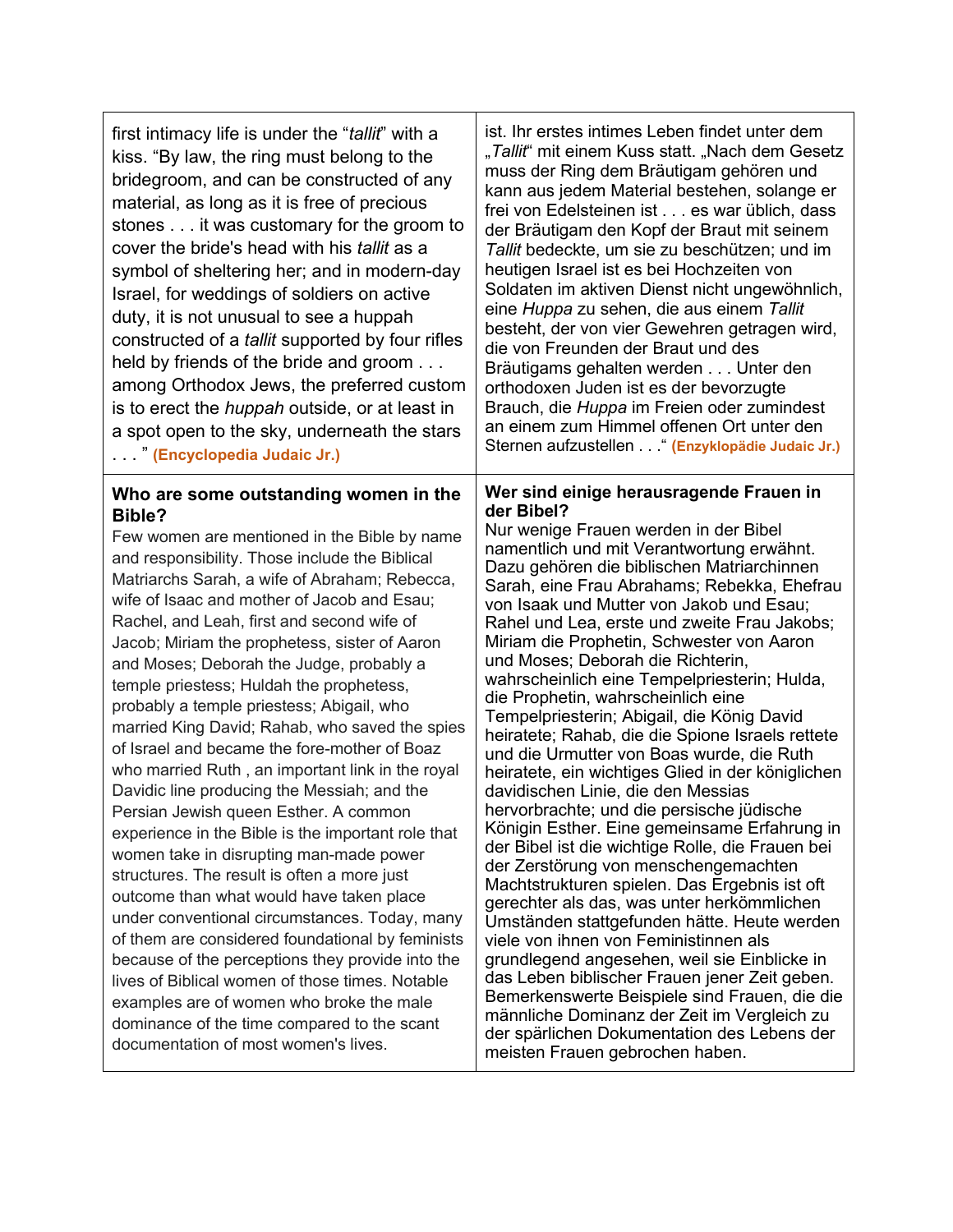| | |
|---|---|
| first intimacy life is under the "*tallit*" with a kiss. "By law, the ring must belong to the bridegroom, and can be constructed of any material, as long as it is free of precious stones . . . it was customary for the groom to cover the bride's head with his *tallit* as a symbol of sheltering her; and in modern-day Israel, for weddings of soldiers on active duty, it is not unusual to see a huppah constructed of a *tallit* supported by four rifles held by friends of the bride and groom . . . among Orthodox Jews, the preferred custom is to erect the *huppah* outside, or at least in a spot open to the sky, underneath the stars . . . " **(Encyclopedia Judaic Jr.)** | ist. Ihr erstes intimes Leben findet unter dem „*Tallit*" mit einem Kuss statt. „Nach dem Gesetz muss der Ring dem Bräutigam gehören und kann aus jedem Material bestehen, solange er frei von Edelsteinen ist . . . es war üblich, dass der Bräutigam den Kopf der Braut mit seinem *Tallit* bedeckte, um sie zu beschützen; und im heutigen Israel ist es bei Hochzeiten von Soldaten im aktiven Dienst nicht ungewöhnlich, eine *Huppa* zu sehen, die aus einem *Tallit* besteht, der von vier Gewehren getragen wird, die von Freunden der Braut und des Bräutigams gehalten werden . . . Unter den orthodoxen Juden ist es der bevorzugte Brauch, die *Huppa* im Freien oder zumindest an einem zum Himmel offenen Ort unter den Sternen aufzustellen . . ." **(Enzyklopädie Judaic Jr.)** |
| **Who are some outstanding women in the Bible?** Few women are mentioned in the Bible by name and responsibility. Those include the Biblical Matriarchs Sarah, a wife of Abraham; Rebecca, wife of Isaac and mother of Jacob and Esau; Rachel, and Leah, first and second wife of Jacob; Miriam the prophetess, sister of Aaron and Moses; Deborah the Judge, probably a temple priestess; Huldah the prophetess, probably a temple priestess; Abigail, who married King David; Rahab, who saved the spies of Israel and became the fore-mother of Boaz who married Ruth , an important link in the royal Davidic line producing the Messiah; and the Persian Jewish queen Esther. A common experience in the Bible is the important role that women take in disrupting man-made power structures. The result is often a more just outcome than what would have taken place under conventional circumstances. Today, many of them are considered foundational by feminists because of the perceptions they provide into the lives of Biblical women of those times. Notable examples are of women who broke the male dominance of the time compared to the scant documentation of most women's lives. | **Wer sind einige herausragende Frauen in der Bibel?** Nur wenige Frauen werden in der Bibel namentlich und mit Verantwortung erwähnt. Dazu gehören die biblischen Matriarchinnen Sarah, eine Frau Abrahams; Rebekka, Ehefrau von Isaak und Mutter von Jakob und Esau; Rahel und Lea, erste und zweite Frau Jakobs; Miriam die Prophetin, Schwester von Aaron und Moses; Deborah die Richterin, wahrscheinlich eine Tempelpriesterin; Hulda, die Prophetin, wahrscheinlich eine Tempelpriesterin; Abigail, die König David heiratete; Rahab, die die Spione Israels rettete und die Urmutter von Boas wurde, die Ruth heiratete, ein wichtiges Glied in der königlichen davidischen Linie, die den Messias hervorbrachte; und die persische jüdische Königin Esther. Eine gemeinsame Erfahrung in der Bibel ist die wichtige Rolle, die Frauen bei der Zerstörung von menschengemachten Machtstrukturen spielen. Das Ergebnis ist oft gerechter als das, was unter herkömmlichen Umständen stattgefunden hätte. Heute werden viele von ihnen von Feministinnen als grundlegend angesehen, weil sie Einblicke in das Leben biblischer Frauen jener Zeit geben. Bemerkenswerte Beispiele sind Frauen, die die männliche Dominanz der Zeit im Vergleich zu der spärlichen Dokumentation des Lebens der meisten Frauen gebrochen haben. |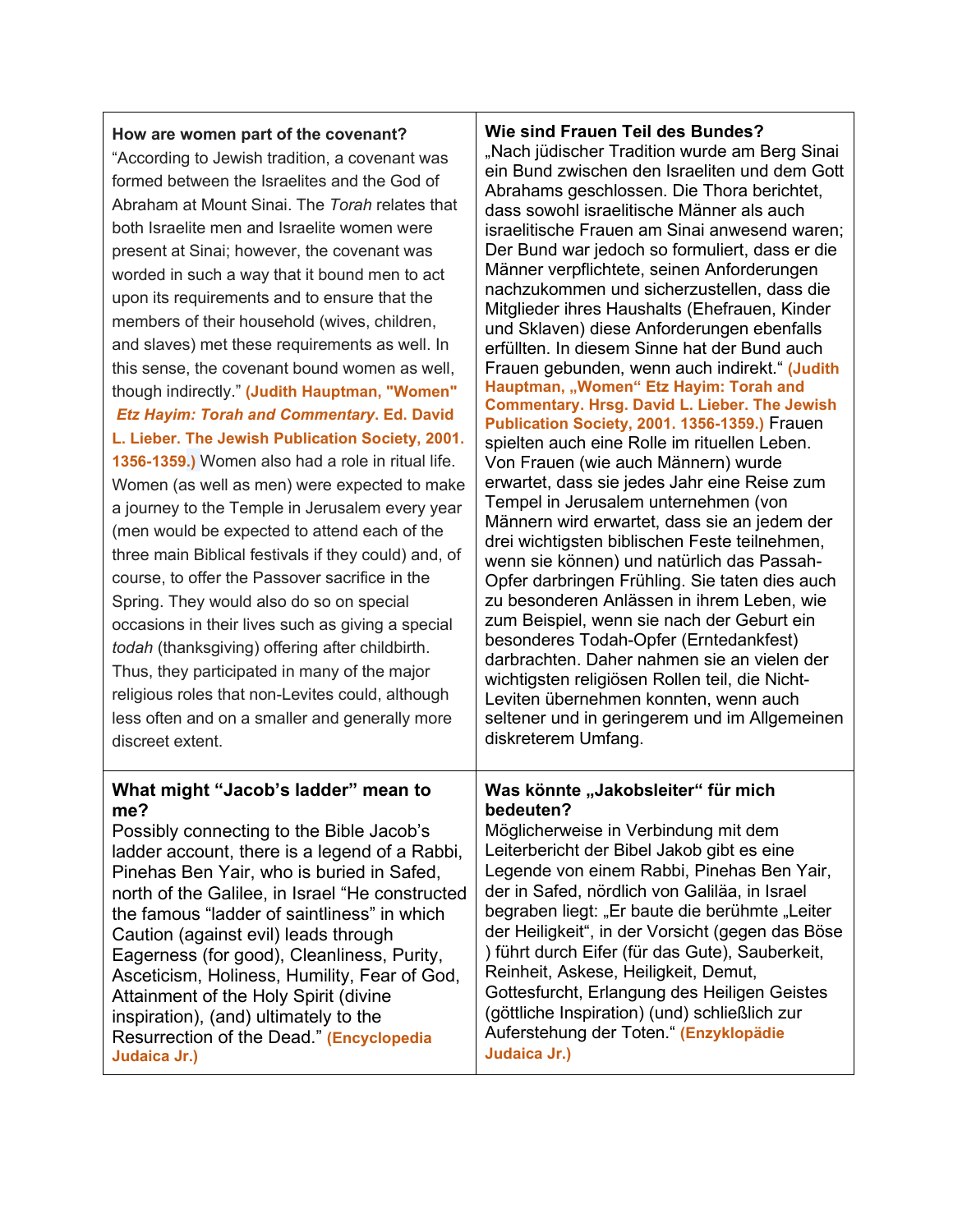| | |
|---|---|
| **How are women part of the covenant?** "According to Jewish tradition, a covenant was formed between the Israelites and the God of Abraham at Mount Sinai. The *Torah* relates that both Israelite men and Israelite women were present at Sinai; however, the covenant was worded in such a way that it bound men to act upon its requirements and to ensure that the members of their household (wives, children, and slaves) met these requirements as well. In this sense, the covenant bound women as well, though indirectly." **(Judith Hauptman, "Women" *Etz Hayim: Torah and Commentary*. Ed. David L. Lieber. The Jewish Publication Society, 2001. 1356-1359.)** Women also had a role in ritual life. Women (as well as men) were expected to make a journey to the Temple in Jerusalem every year (men would be expected to attend each of the three main Biblical festivals if they could) and, of course, to offer the Passover sacrifice in the Spring. They would also do so on special occasions in their lives such as giving a special *todah* (thanksgiving) offering after childbirth. Thus, they participated in many of the major religious roles that non-Levites could, although less often and on a smaller and generally more discreet extent. | **Wie sind Frauen Teil des Bundes?** „Nach jüdischer Tradition wurde am Berg Sinai ein Bund zwischen den Israeliten und dem Gott Abrahams geschlossen. Die Thora berichtet, dass sowohl israelitische Männer als auch israelitische Frauen am Sinai anwesend waren; Der Bund war jedoch so formuliert, dass er die Männer verpflichtete, seinen Anforderungen nachzukommen und sicherzustellen, dass die Mitglieder ihres Haushalts (Ehefrauen, Kinder und Sklaven) diese Anforderungen ebenfalls erfüllten. In diesem Sinne hat der Bund auch Frauen gebunden, wenn auch indirekt." **(Judith Hauptman, „Women" Etz Hayim: Torah and Commentary. Hrsg. David L. Lieber. The Jewish Publication Society, 2001. 1356-1359.)** Frauen spielten auch eine Rolle im rituellen Leben. Von Frauen (wie auch Männern) wurde erwartet, dass sie jedes Jahr eine Reise zum Tempel in Jerusalem unternehmen (von Männern wird erwartet, dass sie an jedem der drei wichtigsten biblischen Feste teilnehmen, wenn sie können) und natürlich das Passah-Opfer darbringen Frühling. Sie taten dies auch zu besonderen Anlässen in ihrem Leben, wie zum Beispiel, wenn sie nach der Geburt ein besonderes Todah-Opfer (Erntedankfest) darbrachten. Daher nahmen sie an vielen der wichtigsten religiösen Rollen teil, die Nicht-Leviten übernehmen konnten, wenn auch seltener und in geringerem und im Allgemeinen diskreterem Umfang. |
| **What might "Jacob's ladder" mean to me?** Possibly connecting to the Bible Jacob's ladder account, there is a legend of a Rabbi, Pinehas Ben Yair, who is buried in Safed, north of the Galilee, in Israel "He constructed the famous "ladder of saintliness" in which Caution (against evil) leads through Eagerness (for good), Cleanliness, Purity, Asceticism, Holiness, Humility, Fear of God, Attainment of the Holy Spirit (divine inspiration), (and) ultimately to the Resurrection of the Dead." **(Encyclopedia Judaica Jr.)** | **Was könnte „Jakobsleiter" für mich bedeuten?** Möglicherweise in Verbindung mit dem Leiterbericht der Bibel Jakob gibt es eine Legende von einem Rabbi, Pinehas Ben Yair, der in Safed, nördlich von Galiläa, in Israel begraben liegt: „Er baute die berühmte „Leiter der Heiligkeit", in der Vorsicht (gegen das Böse ) führt durch Eifer (für das Gute), Sauberkeit, Reinheit, Askese, Heiligkeit, Demut, Gottesfurcht, Erlangung des Heiligen Geistes (göttliche Inspiration) (und) schließlich zur Auferstehung der Toten." **(Enzyklopädie Judaica Jr.)** |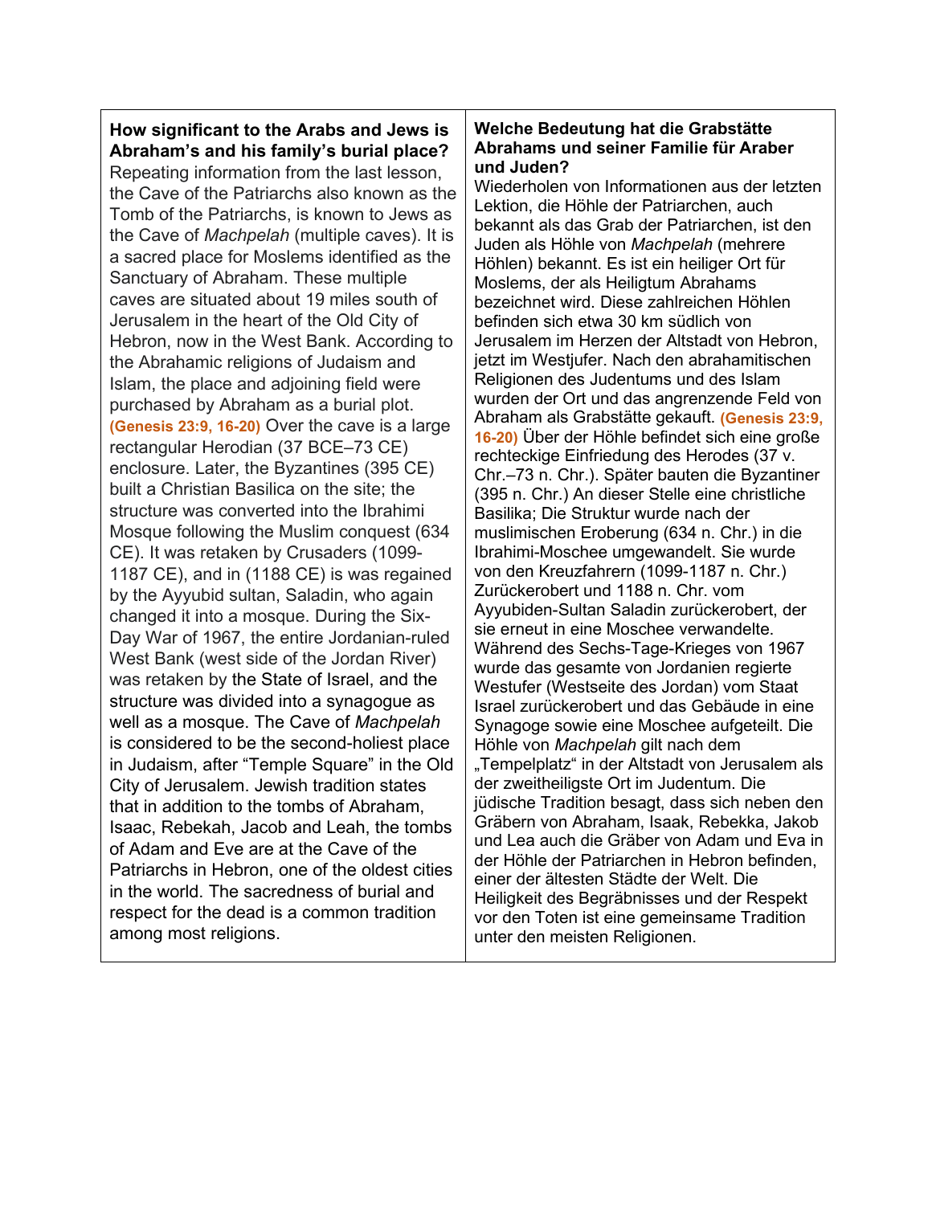**How significant to the Arabs and Jews is Abraham's and his family's burial place?**
Repeating information from the last lesson, the Cave of the Patriarchs also known as the Tomb of the Patriarchs, is known to Jews as the Cave of *Machpelah* (multiple caves). It is a sacred place for Moslems identified as the Sanctuary of Abraham. These multiple caves are situated about 19 miles south of Jerusalem in the heart of the Old City of Hebron, now in the West Bank. According to the Abrahamic religions of Judaism and Islam, the place and adjoining field were purchased by Abraham as a burial plot. **(Genesis 23:9, 16-20)** Over the cave is a large rectangular Herodian (37 BCE–73 CE) enclosure. Later, the Byzantines (395 CE) built a Christian Basilica on the site; the structure was converted into the Ibrahimi Mosque following the Muslim conquest (634 CE). It was retaken by Crusaders (1099-1187 CE), and in (1188 CE) is was regained by the Ayyubid sultan, Saladin, who again changed it into a mosque. During the Six-Day War of 1967, the entire Jordanian-ruled West Bank (west side of the Jordan River) was retaken by the State of Israel, and the structure was divided into a synagogue as well as a mosque. The Cave of *Machpelah* is considered to be the second-holiest place in Judaism, after "Temple Square" in the Old City of Jerusalem. Jewish tradition states that in addition to the tombs of Abraham, Isaac, Rebekah, Jacob and Leah, the tombs of Adam and Eve are at the Cave of the Patriarchs in Hebron, one of the oldest cities in the world. The sacredness of burial and respect for the dead is a common tradition among most religions.

**Welche Bedeutung hat die Grabstätte Abrahams und seiner Familie für Araber und Juden?**
Wiederholen von Informationen aus der letzten Lektion, die Höhle der Patriarchen, auch bekannt als das Grab der Patriarchen, ist den Juden als Höhle von *Machpelah* (mehrere Höhlen) bekannt. Es ist ein heiliger Ort für Moslems, der als Heiligtum Abrahams bezeichnet wird. Diese zahlreichen Höhlen befinden sich etwa 30 km südlich von Jerusalem im Herzen der Altstadt von Hebron, jetzt im Westjufer. Nach den abrahamitischen Religionen des Judentums und des Islam wurden der Ort und das angrenzende Feld von Abraham als Grabstätte gekauft. **(Genesis 23:9, 16-20)** Über der Höhle befindet sich eine große rechteckige Einfriedung des Herodes (37 v. Chr.–73 n. Chr.). Später bauten die Byzantiner (395 n. Chr.) An dieser Stelle eine christliche Basilika; Die Struktur wurde nach der muslimischen Eroberung (634 n. Chr.) in die Ibrahimi-Moschee umgewandelt. Sie wurde von den Kreuzfahrern (1099-1187 n. Chr.) Zurückerobert und 1188 n. Chr. vom Ayyubiden-Sultan Saladin zurückerobert, der sie erneut in eine Moschee verwandelte. Während des Sechs-Tage-Krieges von 1967 wurde das gesamte von Jordanien regierte Westufer (Westseite des Jordan) vom Staat Israel zurückerobert und das Gebäude in eine Synagogue sowie eine Moschee aufgeteilt. Die Höhle von *Machpelah* gilt nach dem „Tempelplatz" in der Altstadt von Jerusalem als der zweitheiligste Ort im Judentum. Die jüdische Tradition besagt, dass sich neben den Gräbern von Abraham, Isaak, Rebekka, Jakob und Lea auch die Gräber von Adam und Eva in der Höhle der Patriarchen in Hebron befinden, einer der ältesten Städte der Welt. Die Heiligkeit des Begräbnisses und der Respekt vor den Toten ist eine gemeinsame Tradition unter den meisten Religionen.